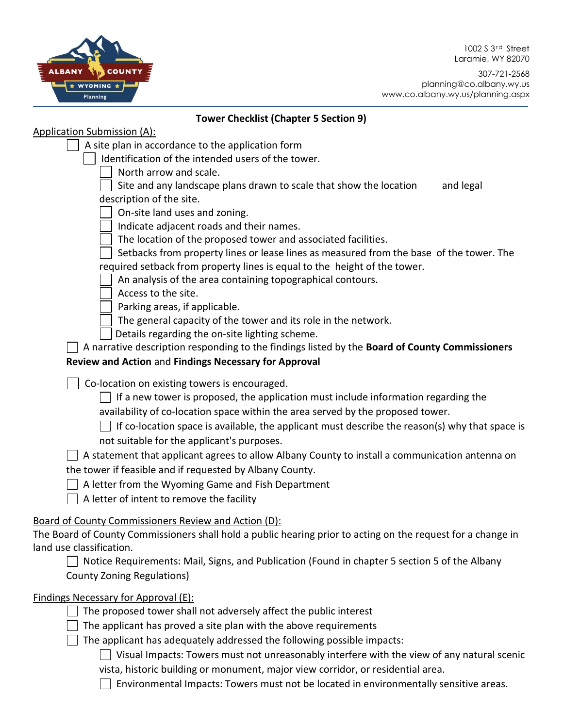1002 S 3rd Street
Laramie, WY 82070

307-721-2568
planning@co.albany.wy.us
www.co.albany.wy.us/planning.aspx

## Tower Checklist (Chapter 5 Section 9)

Application Submission (A):

- [ ] A site plan in accordance to the application form
  - [ ] Identification of the intended users of the tower.
    - [ ] North arrow and scale.
    - [ ] Site and any landscape plans drawn to scale that show the location and legal description of the site.
    - [ ] On-site land uses and zoning.
    - [ ] Indicate adjacent roads and their names.
    - [ ] The location of the proposed tower and associated facilities.
    - [ ] Setbacks from property lines or lease lines as measured from the base of the tower. The required setback from property lines is equal to the height of the tower.
    - [ ] An analysis of the area containing topographical contours.
    - [ ] Access to the site.
    - [ ] Parking areas, if applicable.
    - [ ] The general capacity of the tower and its role in the network.
    - [ ] Details regarding the on-site lighting scheme.
- [ ] A narrative description responding to the findings listed by the **Board of County Commissioners Review and Action** and **Findings Necessary for Approval**
- [ ] Co-location on existing towers is encouraged.
  - [ ] If a new tower is proposed, the application must include information regarding the availability of co-location space within the area served by the proposed tower.
  - [ ] If co-location space is available, the applicant must describe the reason(s) why that space is not suitable for the applicant's purposes.
- [ ] A statement that applicant agrees to allow Albany County to install a communication antenna on the tower if feasible and if requested by Albany County.
- [ ] A letter from the Wyoming Game and Fish Department
- [ ] A letter of intent to remove the facility

Board of County Commissioners Review and Action (D):

The Board of County Commissioners shall hold a public hearing prior to acting on the request for a change in land use classification.

- [ ] Notice Requirements: Mail, Signs, and Publication (Found in chapter 5 section 5 of the Albany County Zoning Regulations)

Findings Necessary for Approval (E):

- [ ] The proposed tower shall not adversely affect the public interest
- [ ] The applicant has proved a site plan with the above requirements
- [ ] The applicant has adequately addressed the following possible impacts:
  - [ ] Visual Impacts: Towers must not unreasonably interfere with the view of any natural scenic vista, historic building or monument, major view corridor, or residential area.
  - [ ] Environmental Impacts: Towers must not be located in environmentally sensitive areas.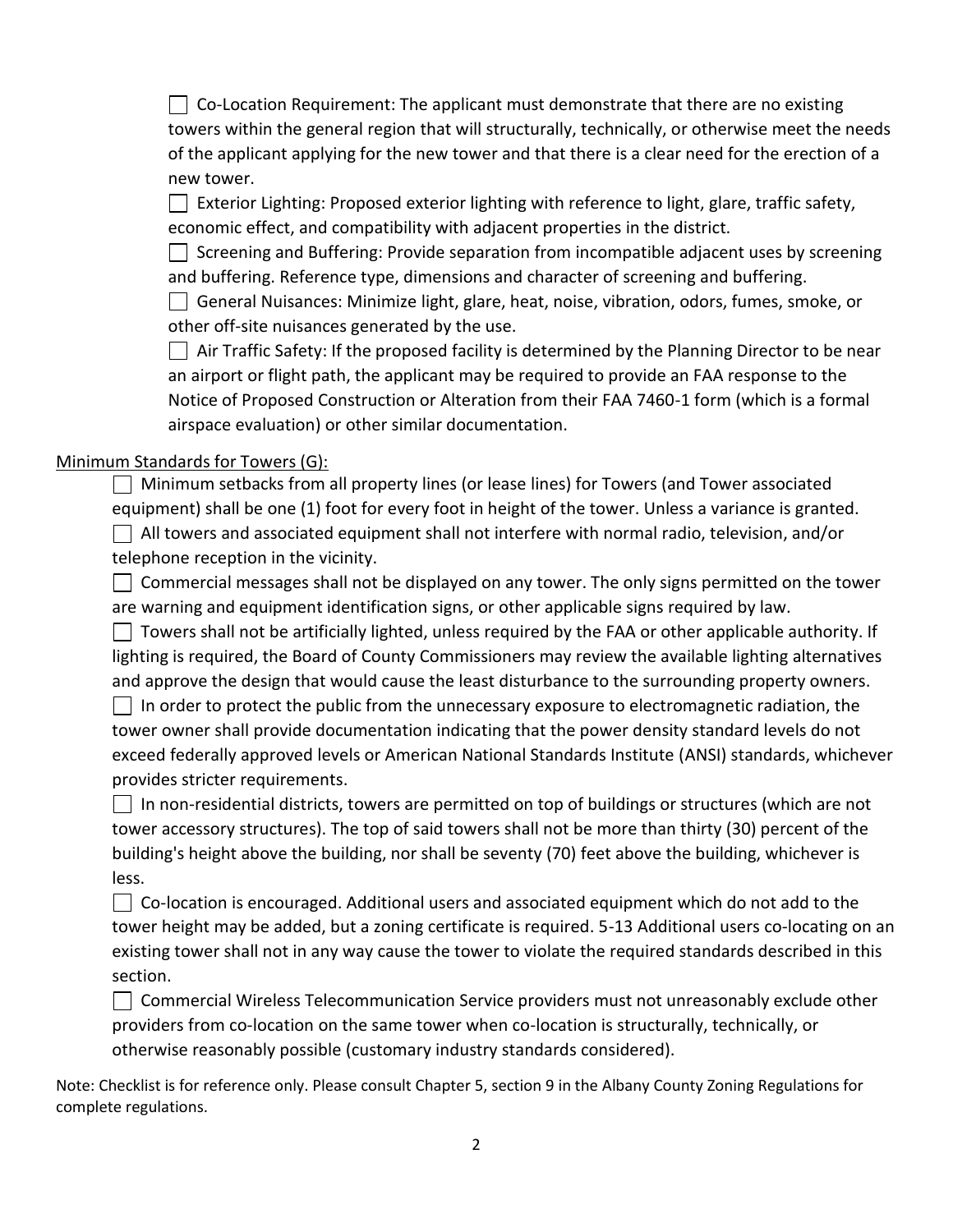- [ ] Co-Location Requirement: The applicant must demonstrate that there are no existing towers within the general region that will structurally, technically, or otherwise meet the needs of the applicant applying for the new tower and that there is a clear need for the erection of a new tower.
- [ ] Exterior Lighting: Proposed exterior lighting with reference to light, glare, traffic safety, economic effect, and compatibility with adjacent properties in the district.
- [ ] Screening and Buffering: Provide separation from incompatible adjacent uses by screening and buffering. Reference type, dimensions and character of screening and buffering.
- [ ] General Nuisances: Minimize light, glare, heat, noise, vibration, odors, fumes, smoke, or other off-site nuisances generated by the use.
- [ ] Air Traffic Safety: If the proposed facility is determined by the Planning Director to be near an airport or flight path, the applicant may be required to provide an FAA response to the Notice of Proposed Construction or Alteration from their FAA 7460-1 form (which is a formal airspace evaluation) or other similar documentation.

<u>Minimum Standards for Towers (G):</u>

- [ ] Minimum setbacks from all property lines (or lease lines) for Towers (and Tower associated equipment) shall be one (1) foot for every foot in height of the tower. Unless a variance is granted.
- [ ] All towers and associated equipment shall not interfere with normal radio, television, and/or telephone reception in the vicinity.
- [ ] Commercial messages shall not be displayed on any tower. The only signs permitted on the tower are warning and equipment identification signs, or other applicable signs required by law.
- [ ] Towers shall not be artificially lighted, unless required by the FAA or other applicable authority. If lighting is required, the Board of County Commissioners may review the available lighting alternatives and approve the design that would cause the least disturbance to the surrounding property owners.
- [ ] In order to protect the public from the unnecessary exposure to electromagnetic radiation, the tower owner shall provide documentation indicating that the power density standard levels do not exceed federally approved levels or American National Standards Institute (ANSI) standards, whichever provides stricter requirements.
- [ ] In non-residential districts, towers are permitted on top of buildings or structures (which are not tower accessory structures). The top of said towers shall not be more than thirty (30) percent of the building's height above the building, nor shall be seventy (70) feet above the building, whichever is less.
- [ ] Co-location is encouraged. Additional users and associated equipment which do not add to the tower height may be added, but a zoning certificate is required. 5-13 Additional users co-locating on an existing tower shall not in any way cause the tower to violate the required standards described in this section.
- [ ] Commercial Wireless Telecommunication Service providers must not unreasonably exclude other providers from co-location on the same tower when co-location is structurally, technically, or otherwise reasonably possible (customary industry standards considered).

Note: Checklist is for reference only. Please consult Chapter 5, section 9 in the Albany County Zoning Regulations for complete regulations.